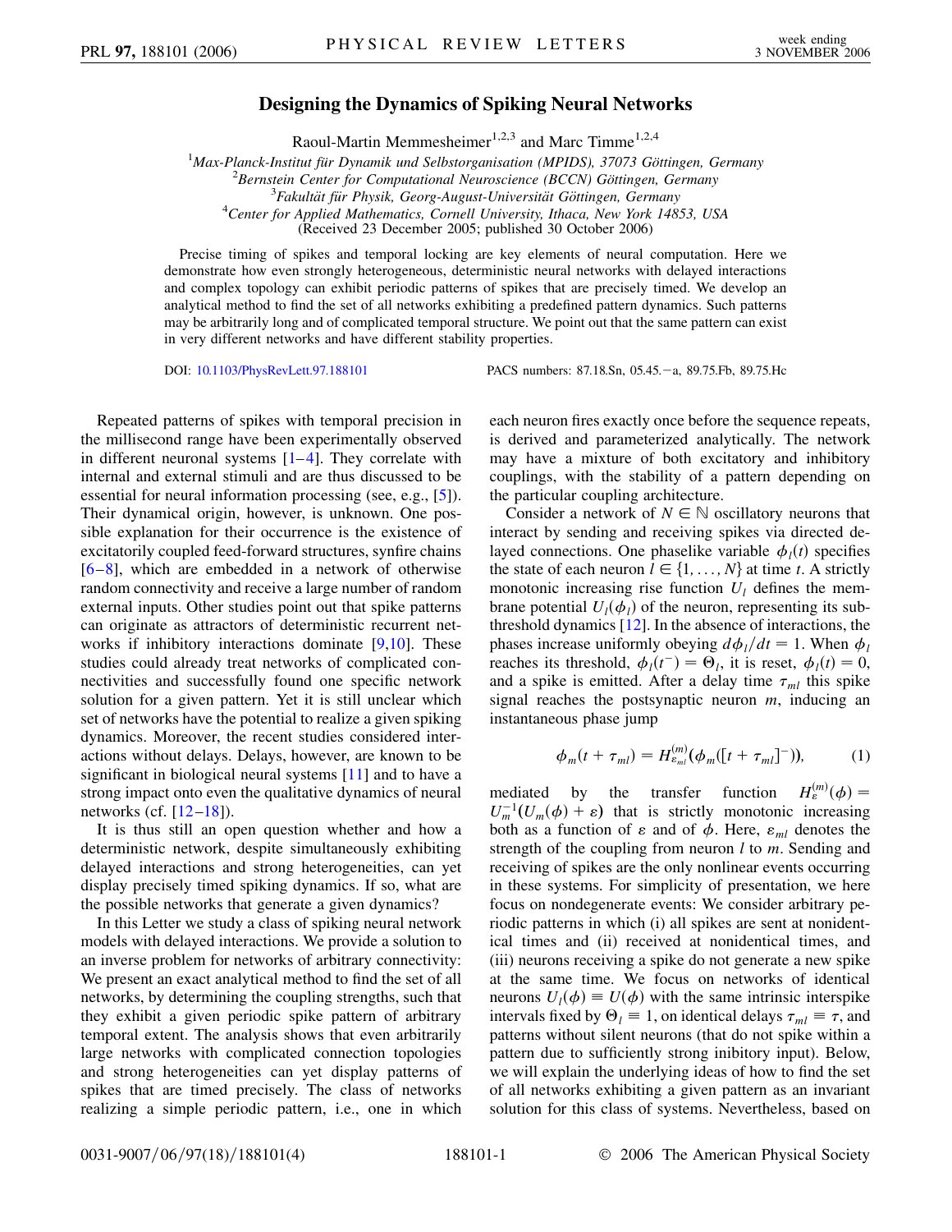# Designing the Dynamics of Spiking Neural Networks

Raoul-Martin Memmesheimer[1,2,3] and Marc Timme[1,2,4]

[1]*Max-Planck-Institut für Dynamik und Selbstorganisation (MPIDS), 37073 Göttingen, Germany*
[2]*Bernstein Center for Computational Neuroscience (BCCN) Göttingen, Germany*
[3]*Fakultät für Physik, Georg-August-Universität Göttingen, Germany*
[4]*Center for Applied Mathematics, Cornell University, Ithaca, New York 14853, USA*
(Received 23 December 2005; published 30 October 2006)

Precise timing of spikes and temporal locking are key elements of neural computation. Here we demonstrate how even strongly heterogeneous, deterministic neural networks with delayed interactions and complex topology can exhibit periodic patterns of spikes that are precisely timed. We develop an analytical method to find the set of all networks exhibiting a predefined pattern dynamics. Such patterns may be arbitrarily long and of complicated temporal structure. We point out that the same pattern can exist in very different networks and have different stability properties.

DOI: 10.1103/PhysRevLett.97.188101 PACS numbers: 87.18.Sn, 05.45.−a, 89.75.Fb, 89.75.Hc

Repeated patterns of spikes with temporal precision in the millisecond range have been experimentally observed in different neuronal systems [1–4]. They correlate with internal and external stimuli and are thus discussed to be essential for neural information processing (see, e.g., [5]). Their dynamical origin, however, is unknown. One possible explanation for their occurrence is the existence of excitatorily coupled feed-forward structures, synfire chains [6–8], which are embedded in a network of otherwise random connectivity and receive a large number of random external inputs. Other studies point out that spike patterns can originate as attractors of deterministic recurrent networks if inhibitory interactions dominate [9,10]. These studies could already treat networks of complicated connectivities and successfully found one specific network solution for a given pattern. Yet it is still unclear which set of networks have the potential to realize a given spiking dynamics. Moreover, the recent studies considered interactions without delays. Delays, however, are known to be significant in biological neural systems [11] and to have a strong impact onto even the qualitative dynamics of neural networks (cf. [12–18]).

It is thus still an open question whether and how a deterministic network, despite simultaneously exhibiting delayed interactions and strong heterogeneities, can yet display precisely timed spiking dynamics. If so, what are the possible networks that generate a given dynamics?

In this Letter we study a class of spiking neural network models with delayed interactions. We provide a solution to an inverse problem for networks of arbitrary connectivity: We present an exact analytical method to find the set of all networks, by determining the coupling strengths, such that they exhibit a given periodic spike pattern of arbitrary temporal extent. The analysis shows that even arbitrarily large networks with complicated connection topologies and strong heterogeneities can yet display patterns of spikes that are timed precisely. The class of networks realizing a simple periodic pattern, i.e., one in which each neuron fires exactly once before the sequence repeats, is derived and parameterized analytically. The network may have a mixture of both excitatory and inhibitory couplings, with the stability of a pattern depending on the particular coupling architecture.

Consider a network of $N \in \mathbb{N}$ oscillatory neurons that interact by sending and receiving spikes via directed delayed connections. One phaselike variable $\phi_l(t)$ specifies the state of each neuron $l \in \{1, \ldots, N\}$ at time $t$. A strictly monotonic increasing rise function $U_l$ defines the membrane potential $U_l(\phi_l)$ of the neuron, representing its subthreshold dynamics [12]. In the absence of interactions, the phases increase uniformly obeying $d\phi_l/dt = 1$. When $\phi_l$ reaches its threshold, $\phi_l(t^-) = \Theta_l$, it is reset, $\phi_l(t) = 0$, and a spike is emitted. After a delay time $\tau_{ml}$ this spike signal reaches the postsynaptic neuron $m$, inducing an instantaneous phase jump

$$\phi_m(t + \tau_{ml}) = H^{(m)}_{\varepsilon_{ml}}(\phi_m([t + \tau_{ml}]^-)), \tag{1}$$

mediated by the transfer function $H^{(m)}_{\varepsilon}(\phi) = U_m^{-1}(U_m(\phi) + \varepsilon)$ that is strictly monotonic increasing both as a function of $\varepsilon$ and of $\phi$. Here, $\varepsilon_{ml}$ denotes the strength of the coupling from neuron $l$ to $m$. Sending and receiving of spikes are the only nonlinear events occurring in these systems. For simplicity of presentation, we here focus on nondegenerate events: We consider arbitrary periodic patterns in which (i) all spikes are sent at nonidentical times and (ii) received at nonidentical times, and (iii) neurons receiving a spike do not generate a new spike at the same time. We focus on networks of identical neurons $U_l(\phi) \equiv U(\phi)$ with the same intrinsic interspike intervals fixed by $\Theta_l \equiv 1$, on identical delays $\tau_{ml} \equiv \tau$, and patterns without silent neurons (that do not spike within a pattern due to sufficiently strong inibitory input). Below, we will explain the underlying ideas of how to find the set of all networks exhibiting a given pattern as an invariant solution for this class of systems. Nevertheless, based on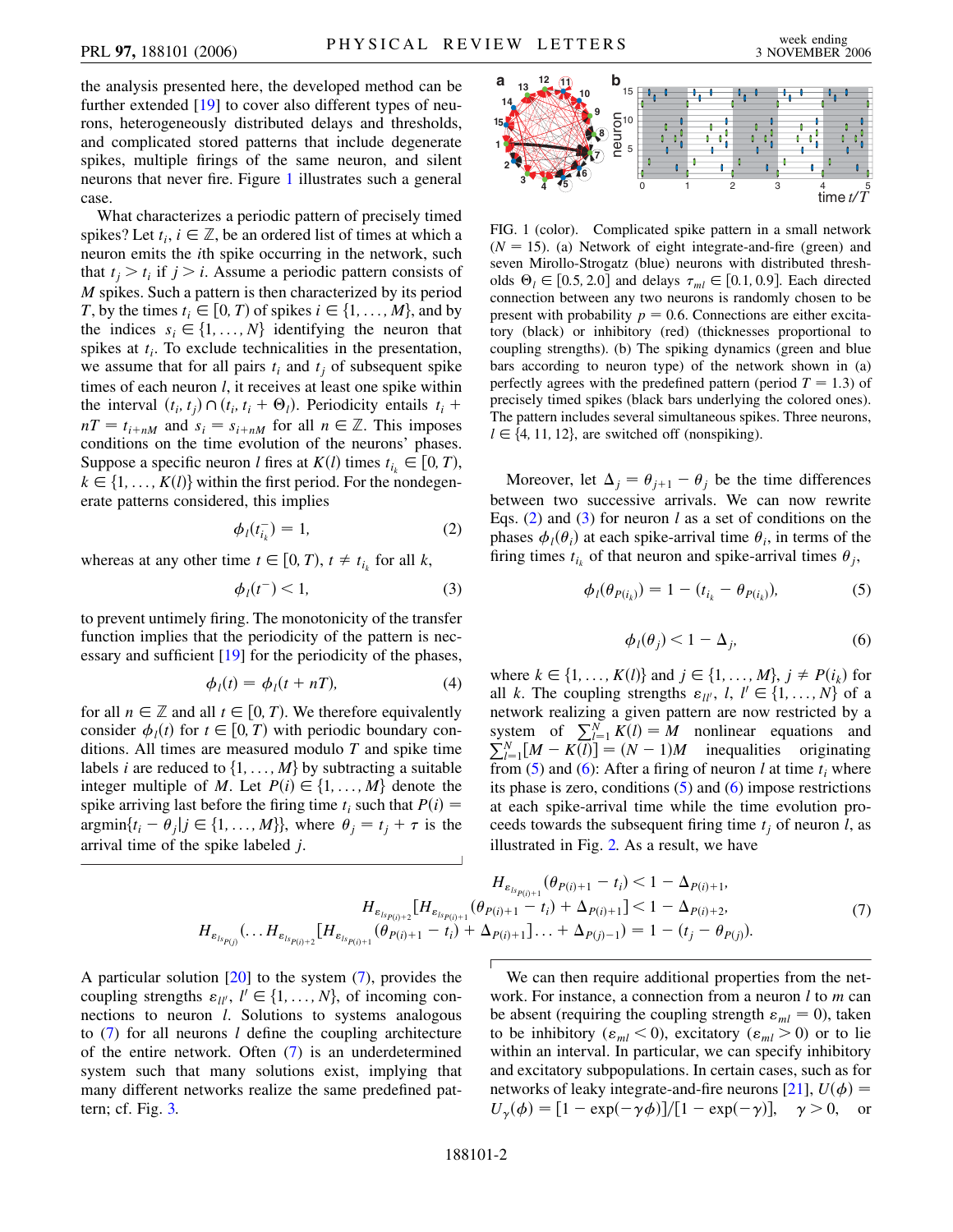the analysis presented here, the developed method can be further extended [19] to cover also different types of neurons, heterogeneously distributed delays and thresholds, and complicated stored patterns that include degenerate spikes, multiple firings of the same neuron, and silent neurons that never fire. Figure 1 illustrates such a general case.

What characterizes a periodic pattern of precisely timed spikes? Let $t_i$, $i \in \mathbb{Z}$, be an ordered list of times at which a neuron emits the $i$th spike occurring in the network, such that $t_j > t_i$ if $j > i$. Assume a periodic pattern consists of $M$ spikes. Such a pattern is then characterized by its period $T$, by the times $t_i \in [0, T)$ of spikes $i \in \{1, \ldots, M\}$, and by the indices $s_i \in \{1, \ldots, N\}$ identifying the neuron that spikes at $t_i$. To exclude technicalities in the presentation, we assume that for all pairs $t_i$ and $t_j$ of subsequent spike times of each neuron $l$, it receives at least one spike within the interval $(t_i, t_j) \cap (t_i, t_i + \Theta_l)$. Periodicity entails $t_i + nT = t_{i+nM}$ and $s_i = s_{i+nM}$ for all $n \in \mathbb{Z}$. This imposes conditions on the time evolution of the neurons' phases. Suppose a specific neuron $l$ fires at $K(l)$ times $t_{i_k} \in [0, T)$, $k \in \{1, \ldots, K(l)\}$ within the first period. For the nondegenerate patterns considered, this implies

$$\phi_l(t_{i_k}^-) = 1, \tag{2}$$

whereas at any other time $t \in [0, T)$, $t \neq t_{i_k}$ for all $k$,

$$\phi_l(t^-) < 1, \tag{3}$$

to prevent untimely firing. The monotonicity of the transfer function implies that the periodicity of the pattern is necessary and sufficient [19] for the periodicity of the phases,

$$\phi_l(t) = \phi_l(t + nT), \tag{4}$$

for all $n \in \mathbb{Z}$ and all $t \in [0, T)$. We therefore equivalently consider $\phi_l(t)$ for $t \in [0, T)$ with periodic boundary conditions. All times are measured modulo $T$ and spike time labels $i$ are reduced to $\{1, \ldots, M\}$ by subtracting a suitable integer multiple of $M$. Let $P(i) \in \{1, \ldots, M\}$ denote the spike arriving last before the firing time $t_i$ such that $P(i) = \mathrm{argmin}\{t_i - \theta_j | j \in \{1, \ldots, M\}\}$, where $\theta_j = t_j + \tau$ is the arrival time of the spike labeled $j$.

FIG. 1 (color). Complicated spike pattern in a small network ($N = 15$). (a) Network of eight integrate-and-fire (green) and seven Mirollo-Strogatz (blue) neurons with distributed thresholds $\Theta_l \in [0.5, 2.0]$ and delays $\tau_{ml} \in [0.1, 0.9]$. Each directed connection between any two neurons is randomly chosen to be present with probability $p = 0.6$. Connections are either excitatory (black) or inhibitory (red) (thicknesses proportional to coupling strengths). (b) The spiking dynamics (green and blue bars according to neuron type) of the network shown in (a) perfectly agrees with the predefined pattern (period $T = 1.3$) of precisely timed spikes (black bars underlying the colored ones). The pattern includes several simultaneous spikes. Three neurons, $l \in \{4, 11, 12\}$, are switched off (nonspiking).

Moreover, let $\Delta_j = \theta_{j+1} - \theta_j$ be the time differences between two successive arrivals. We can now rewrite Eqs. (2) and (3) for neuron $l$ as a set of conditions on the phases $\phi_l(\theta_i)$ at each spike-arrival time $\theta_i$, in terms of the firing times $t_{i_k}$ of that neuron and spike-arrival times $\theta_j$,

$$\phi_l(\theta_{P(i_k)}) = 1 - (t_{i_k} - \theta_{P(i_k)}), \tag{5}$$

$$\phi_l(\theta_j) < 1 - \Delta_j, \tag{6}$$

where $k \in \{1, \ldots, K(l)\}$ and $j \in \{1, \ldots, M\}$, $j \neq P(i_k)$ for all $k$. The coupling strengths $\varepsilon_{ll'}$, $l, l' \in \{1, \ldots, N\}$ of a network realizing a given pattern are now restricted by a system of $\sum_{l=1}^{N} K(l) = M$ nonlinear equations and $\sum_{l=1}^{N} [M - K(l)] = (N-1)M$ inequalities originating from (5) and (6): After a firing of neuron $l$ at time $t_i$ where its phase is zero, conditions (5) and (6) impose restrictions at each spike-arrival time while the time evolution proceeds towards the subsequent firing time $t_j$ of neuron $l$, as illustrated in Fig. 2. As a result, we have

$$\begin{aligned}
H_{\varepsilon_{ls_{P(i)+1}}}(\theta_{P(i)+1} - t_i) &< 1 - \Delta_{P(i)+1}, \\
H_{\varepsilon_{ls_{P(i)+2}}}[H_{\varepsilon_{ls_{P(i)+1}}}(\theta_{P(i)+1} - t_i) + \Delta_{P(i)+1}] &< 1 - \Delta_{P(i)+2}, \\
H_{\varepsilon_{ls_{P(j)}}}(\ldots H_{\varepsilon_{ls_{P(i)+2}}}[H_{\varepsilon_{ls_{P(i)+1}}}(\theta_{P(i)+1} - t_i) + \Delta_{P(i)+1}] \ldots + \Delta_{P(j)-1}) &= 1 - (t_j - \theta_{P(j)}).
\end{aligned} \tag{7}$$

A particular solution [20] to the system (7), provides the coupling strengths $\varepsilon_{ll'}$, $l' \in \{1, \ldots, N\}$, of incoming connections to neuron $l$. Solutions to systems analogous to (7) for all neurons $l$ define the coupling architecture of the entire network. Often (7) is an underdetermined system such that many solutions exist, implying that many different networks realize the same predefined pattern; cf. Fig. 3.

We can then require additional properties from the network. For instance, a connection from a neuron $l$ to $m$ can be absent (requiring the coupling strength $\varepsilon_{ml} = 0$), taken to be inhibitory ($\varepsilon_{ml} < 0$), excitatory ($\varepsilon_{ml} > 0$) or to lie within an interval. In particular, we can specify inhibitory and excitatory subpopulations. In certain cases, such as for networks of leaky integrate-and-fire neurons [21], $U(\phi) = U_\gamma(\phi) = [1 - \exp(-\gamma\phi)]/[1 - \exp(-\gamma)]$, $\gamma > 0$, or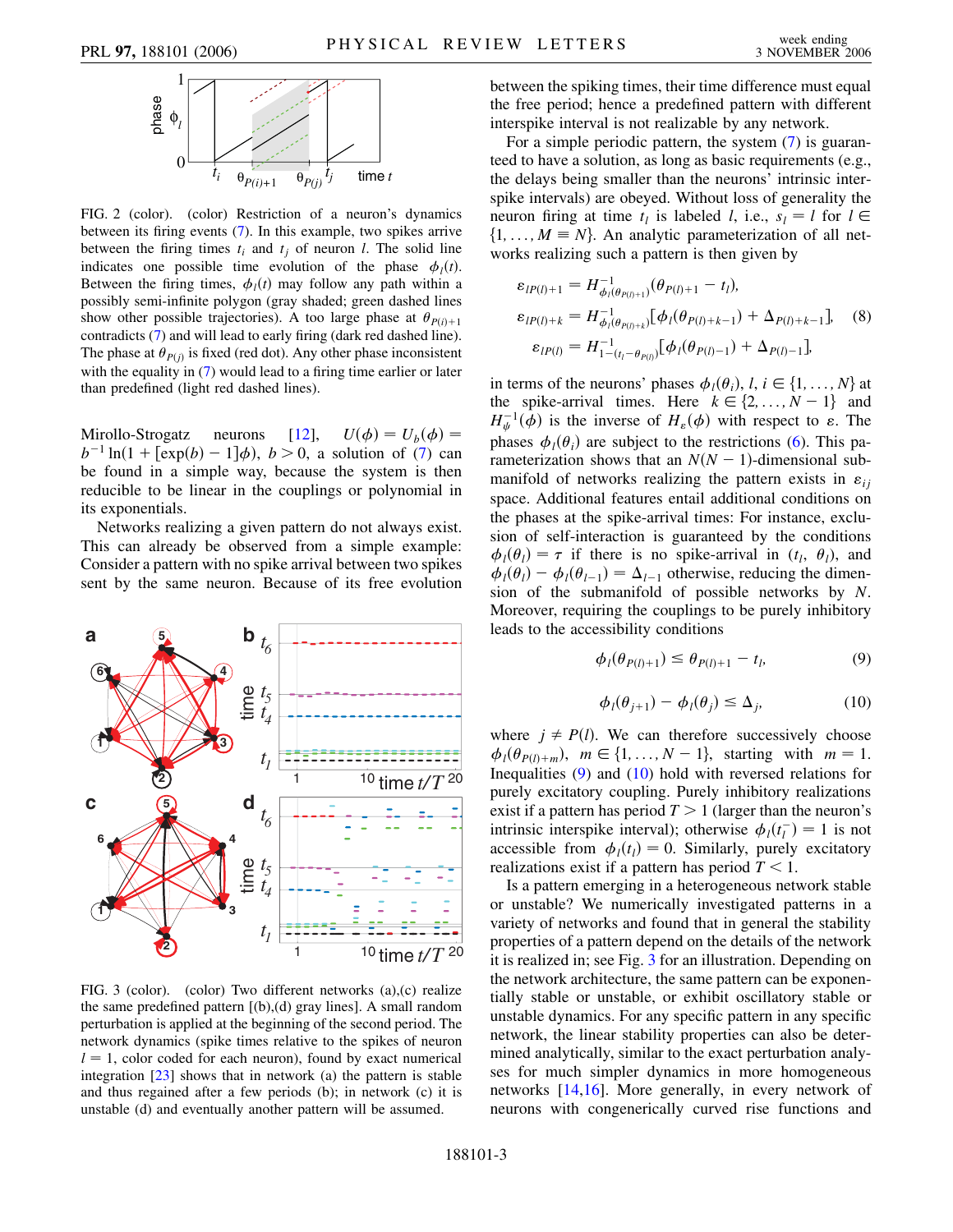FIG. 2 (color). (color) Restriction of a neuron's dynamics between its firing events (7). In this example, two spikes arrive between the firing times $t_i$ and $t_j$ of neuron $l$. The solid line indicates one possible time evolution of the phase $\phi_l(t)$. Between the firing times, $\phi_l(t)$ may follow any path within a possibly semi-infinite polygon (gray shaded; green dashed lines show other possible trajectories). A too large phase at $\theta_{P(i)+1}$ contradicts (7) and will lead to early firing (dark red dashed line). The phase at $\theta_{P(j)}$ is fixed (red dot). Any other phase inconsistent with the equality in (7) would lead to a firing time earlier or later than predefined (light red dashed lines).

Mirollo-Strogatz neurons [12], $U(\phi) = U_b(\phi) = b^{-1}\ln(1 + [\exp(b) - 1]\phi)$, $b > 0$, a solution of (7) can be found in a simple way, because the system is then reducible to be linear in the couplings or polynomial in its exponentials.

Networks realizing a given pattern do not always exist. This can already be observed from a simple example: Consider a pattern with no spike arrival between two spikes sent by the same neuron. Because of its free evolution between the spiking times, their time difference must equal the free period; hence a predefined pattern with different interspike interval is not realizable by any network.

For a simple periodic pattern, the system (7) is guaranteed to have a solution, as long as basic requirements (e.g., the delays being smaller than the neurons' intrinsic interspike intervals) are obeyed. Without loss of generality the neuron firing at time $t_l$ is labeled $l$, i.e., $s_l = l$ for $l \in \{1, \ldots, M \equiv N\}$. An analytic parameterization of all networks realizing such a pattern is then given by

$$
\begin{aligned}
\varepsilon_{lP(l)+1} &= H^{-1}_{\phi_l(\theta_{P(l)+1})}(\theta_{P(l)+1} - t_l),\\
\varepsilon_{lP(l)+k} &= H^{-1}_{\phi_l(\theta_{P(l)+k})}[\phi_l(\theta_{P(l)+k-1}) + \Delta_{P(l)+k-1}],\\
\varepsilon_{lP(l)} &= H^{-1}_{1-(t_l-\theta_{P(l)})}[\phi_l(\theta_{P(l)-1}) + \Delta_{P(l)-1}],
\end{aligned} \tag{8}
$$

in terms of the neurons' phases $\phi_l(\theta_i)$, $l, i \in \{1, \ldots, N\}$ at the spike-arrival times. Here $k \in \{2, \ldots, N-1\}$ and $H^{-1}_{\psi}(\phi)$ is the inverse of $H_\varepsilon(\phi)$ with respect to $\varepsilon$. The phases $\phi_l(\theta_i)$ are subject to the restrictions (6). This parameterization shows that an $N(N-1)$-dimensional submanifold of networks realizing the pattern exists in $\varepsilon_{ij}$ space. Additional features entail additional conditions on the phases at the spike-arrival times: For instance, exclusion of self-interaction is guaranteed by the conditions $\phi_l(\theta_l) = \tau$ if there is no spike-arrival in $(t_l, \theta_l)$, and $\phi_l(\theta_l) - \phi_l(\theta_{l-1}) = \Delta_{l-1}$ otherwise, reducing the dimension of the submanifold of possible networks by $N$. Moreover, requiring the couplings to be purely inhibitory leads to the accessibility conditions

$$\phi_l(\theta_{P(l)+1}) \leq \theta_{P(l)+1} - t_l, \tag{9}$$

$$\phi_l(\theta_{j+1}) - \phi_l(\theta_j) \leq \Delta_j, \tag{10}$$

where $j \neq P(l)$. We can therefore successively choose $\phi_l(\theta_{P(l)+m})$, $m \in \{1, \ldots, N-1\}$, starting with $m = 1$. Inequalities (9) and (10) hold with reversed relations for purely excitatory coupling. Purely inhibitory realizations exist if a pattern has period $T > 1$ (larger than the neuron's intrinsic interspike interval); otherwise $\phi_l(t_l^-) = 1$ is not accessible from $\phi_l(t_l) = 0$. Similarly, purely excitatory realizations exist if a pattern has period $T < 1$.

Is a pattern emerging in a heterogeneous network stable or unstable? We numerically investigated patterns in a variety of networks and found that in general the stability properties of a pattern depend on the details of the network it is realized in; see Fig. 3 for an illustration. Depending on the network architecture, the same pattern can be exponentially stable or unstable, or exhibit oscillatory stable or unstable dynamics. For any specific pattern in any specific network, the linear stability properties can also be determined analytically, similar to the exact perturbation analyses for much simpler dynamics in more homogeneous networks [14,16]. More generally, in every network of neurons with congenerically curved rise functions and

FIG. 3 (color). (color) Two different networks (a),(c) realize the same predefined pattern [(b),(d) gray lines]. A small random perturbation is applied at the beginning of the second period. The network dynamics (spike times relative to the spikes of neuron $l = 1$, color coded for each neuron), found by exact numerical integration [23] shows that in network (a) the pattern is stable and thus regained after a few periods (b); in network (c) it is unstable (d) and eventually another pattern will be assumed.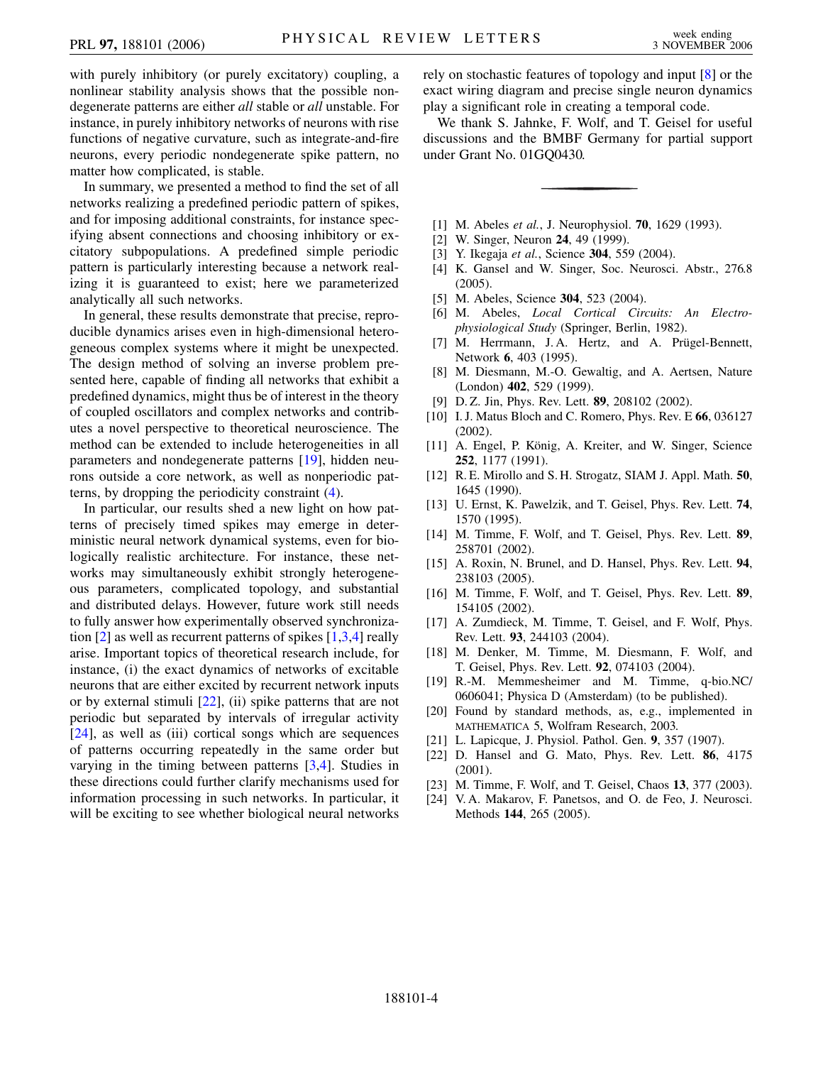with purely inhibitory (or purely excitatory) coupling, a nonlinear stability analysis shows that the possible nondegenerate patterns are either *all* stable or *all* unstable. For instance, in purely inhibitory networks of neurons with rise functions of negative curvature, such as integrate-and-fire neurons, every periodic nondegenerate spike pattern, no matter how complicated, is stable.

In summary, we presented a method to find the set of all networks realizing a predefined periodic pattern of spikes, and for imposing additional constraints, for instance specifying absent connections and choosing inhibitory or excitatory subpopulations. A predefined simple periodic pattern is particularly interesting because a network realizing it is guaranteed to exist; here we parameterized analytically all such networks.

In general, these results demonstrate that precise, reproducible dynamics arises even in high-dimensional heterogeneous complex systems where it might be unexpected. The design method of solving an inverse problem presented here, capable of finding all networks that exhibit a predefined dynamics, might thus be of interest in the theory of coupled oscillators and complex networks and contributes a novel perspective to theoretical neuroscience. The method can be extended to include heterogeneities in all parameters and nondegenerate patterns [19], hidden neurons outside a core network, as well as nonperiodic patterns, by dropping the periodicity constraint (4).

In particular, our results shed a new light on how patterns of precisely timed spikes may emerge in deterministic neural network dynamical systems, even for biologically realistic architecture. For instance, these networks may simultaneously exhibit strongly heterogeneous parameters, complicated topology, and substantial and distributed delays. However, future work still needs to fully answer how experimentally observed synchronization [2] as well as recurrent patterns of spikes [1,3,4] really arise. Important topics of theoretical research include, for instance, (i) the exact dynamics of networks of excitable neurons that are either excited by recurrent network inputs or by external stimuli [22], (ii) spike patterns that are not periodic but separated by intervals of irregular activity [24], as well as (iii) cortical songs which are sequences of patterns occurring repeatedly in the same order but varying in the timing between patterns [3,4]. Studies in these directions could further clarify mechanisms used for information processing in such networks. In particular, it will be exciting to see whether biological neural networks rely on stochastic features of topology and input [8] or the exact wiring diagram and precise single neuron dynamics play a significant role in creating a temporal code.

We thank S. Jahnke, F. Wolf, and T. Geisel for useful discussions and the BMBF Germany for partial support under Grant No. 01GQ0430.

---

[1] M. Abeles *et al.*, J. Neurophysiol. **70**, 1629 (1993).
[2] W. Singer, Neuron **24**, 49 (1999).
[3] Y. Ikegaja *et al.*, Science **304**, 559 (2004).
[4] K. Gansel and W. Singer, Soc. Neurosci. Abstr., 276.8 (2005).
[5] M. Abeles, Science **304**, 523 (2004).
[6] M. Abeles, *Local Cortical Circuits: An Electrophysiological Study* (Springer, Berlin, 1982).
[7] M. Herrmann, J. A. Hertz, and A. Prügel-Bennett, Network **6**, 403 (1995).
[8] M. Diesmann, M.-O. Gewaltig, and A. Aertsen, Nature (London) **402**, 529 (1999).
[9] D. Z. Jin, Phys. Rev. Lett. **89**, 208102 (2002).
[10] I. J. Matus Bloch and C. Romero, Phys. Rev. E **66**, 036127 (2002).
[11] A. Engel, P. König, A. Kreiter, and W. Singer, Science **252**, 1177 (1991).
[12] R. E. Mirollo and S. H. Strogatz, SIAM J. Appl. Math. **50**, 1645 (1990).
[13] U. Ernst, K. Pawelzik, and T. Geisel, Phys. Rev. Lett. **74**, 1570 (1995).
[14] M. Timme, F. Wolf, and T. Geisel, Phys. Rev. Lett. **89**, 258701 (2002).
[15] A. Roxin, N. Brunel, and D. Hansel, Phys. Rev. Lett. **94**, 238103 (2005).
[16] M. Timme, F. Wolf, and T. Geisel, Phys. Rev. Lett. **89**, 154105 (2002).
[17] A. Zumdieck, M. Timme, T. Geisel, and F. Wolf, Phys. Rev. Lett. **93**, 244103 (2004).
[18] M. Denker, M. Timme, M. Diesmann, F. Wolf, and T. Geisel, Phys. Rev. Lett. **92**, 074103 (2004).
[19] R.-M. Memmesheimer and M. Timme, q-bio.NC/0606041; Physica D (Amsterdam) (to be published).
[20] Found by standard methods, as, e.g., implemented in MATHEMATICA 5, Wolfram Research, 2003.
[21] L. Lapicque, J. Physiol. Pathol. Gen. **9**, 357 (1907).
[22] D. Hansel and G. Mato, Phys. Rev. Lett. **86**, 4175 (2001).
[23] M. Timme, F. Wolf, and T. Geisel, Chaos **13**, 377 (2003).
[24] V. A. Makarov, F. Panetsos, and O. de Feo, J. Neurosci. Methods **144**, 265 (2005).